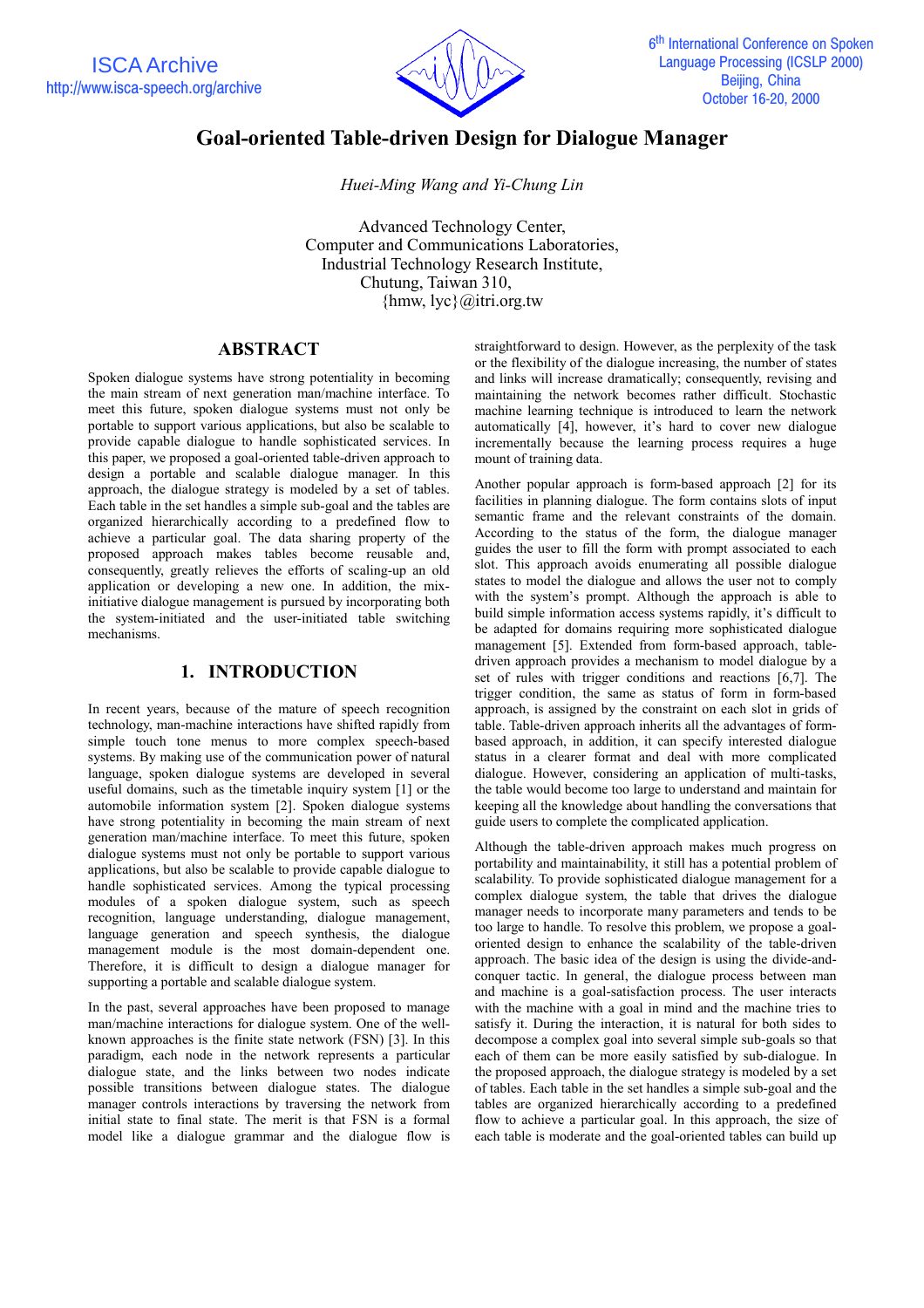# Goal-oriented Table-driven Design for Dialogue Manager

*Huei-Ming Wang and Yi-Chung Lin*

Advanced Technology Center,
Computer and Communications Laboratories,
Industrial Technology Research Institute,
Chutung, Taiwan 310,
{hmw, lyc}@itri.org.tw

## ABSTRACT

Spoken dialogue systems have strong potentiality in becoming the main stream of next generation man/machine interface. To meet this future, spoken dialogue systems must not only be portable to support various applications, but also be scalable to provide capable dialogue to handle sophisticated services. In this paper, we proposed a goal-oriented table-driven approach to design a portable and scalable dialogue manager. In this approach, the dialogue strategy is modeled by a set of tables. Each table in the set handles a simple sub-goal and the tables are organized hierarchically according to a predefined flow to achieve a particular goal. The data sharing property of the proposed approach makes tables become reusable and, consequently, greatly relieves the efforts of scaling-up an old application or developing a new one. In addition, the mix-initiative dialogue management is pursued by incorporating both the system-initiated and the user-initiated table switching mechanisms.

## 1. INTRODUCTION

In recent years, because of the mature of speech recognition technology, man-machine interactions have shifted rapidly from simple touch tone menus to more complex speech-based systems. By making use of the communication power of natural language, spoken dialogue systems are developed in several useful domains, such as the timetable inquiry system [1] or the automobile information system [2]. Spoken dialogue systems have strong potentiality in becoming the main stream of next generation man/machine interface. To meet this future, spoken dialogue systems must not only be portable to support various applications, but also be scalable to provide capable dialogue to handle sophisticated services. Among the typical processing modules of a spoken dialogue system, such as speech recognition, language understanding, dialogue management, language generation and speech synthesis, the dialogue management module is the most domain-dependent one. Therefore, it is difficult to design a dialogue manager for supporting a portable and scalable dialogue system.

In the past, several approaches have been proposed to manage man/machine interactions for dialogue system. One of the well-known approaches is the finite state network (FSN) [3]. In this paradigm, each node in the network represents a particular dialogue state, and the links between two nodes indicate possible transitions between dialogue states. The dialogue manager controls interactions by traversing the network from initial state to final state. The merit is that FSN is a formal model like a dialogue grammar and the dialogue flow is straightforward to design. However, as the perplexity of the task or the flexibility of the dialogue increasing, the number of states and links will increase dramatically; consequently, revising and maintaining the network becomes rather difficult. Stochastic machine learning technique is introduced to learn the network automatically [4], however, it's hard to cover new dialogue incrementally because the learning process requires a huge mount of training data.

Another popular approach is form-based approach [2] for its facilities in planning dialogue. The form contains slots of input semantic frame and the relevant constraints of the domain. According to the status of the form, the dialogue manager guides the user to fill the form with prompt associated to each slot. This approach avoids enumerating all possible dialogue states to model the dialogue and allows the user not to comply with the system's prompt. Although the approach is able to build simple information access systems rapidly, it's difficult to be adapted for domains requiring more sophisticated dialogue management [5]. Extended from form-based approach, table-driven approach provides a mechanism to model dialogue by a set of rules with trigger conditions and reactions [6,7]. The trigger condition, the same as status of form in form-based approach, is assigned by the constraint on each slot in grids of table. Table-driven approach inherits all the advantages of form-based approach, in addition, it can specify interested dialogue status in a clearer format and deal with more complicated dialogue. However, considering an application of multi-tasks, the table would become too large to understand and maintain for keeping all the knowledge about handling the conversations that guide users to complete the complicated application.

Although the table-driven approach makes much progress on portability and maintainability, it still has a potential problem of scalability. To provide sophisticated dialogue management for a complex dialogue system, the table that drives the dialogue manager needs to incorporate many parameters and tends to be too large to handle. To resolve this problem, we propose a goal-oriented design to enhance the scalability of the table-driven approach. The basic idea of the design is using the divide-and-conquer tactic. In general, the dialogue process between man and machine is a goal-satisfaction process. The user interacts with the machine with a goal in mind and the machine tries to satisfy it. During the interaction, it is natural for both sides to decompose a complex goal into several simple sub-goals so that each of them can be more easily satisfied by sub-dialogue. In the proposed approach, the dialogue strategy is modeled by a set of tables. Each table in the set handles a simple sub-goal and the tables are organized hierarchically according to a predefined flow to achieve a particular goal. In this approach, the size of each table is moderate and the goal-oriented tables can build up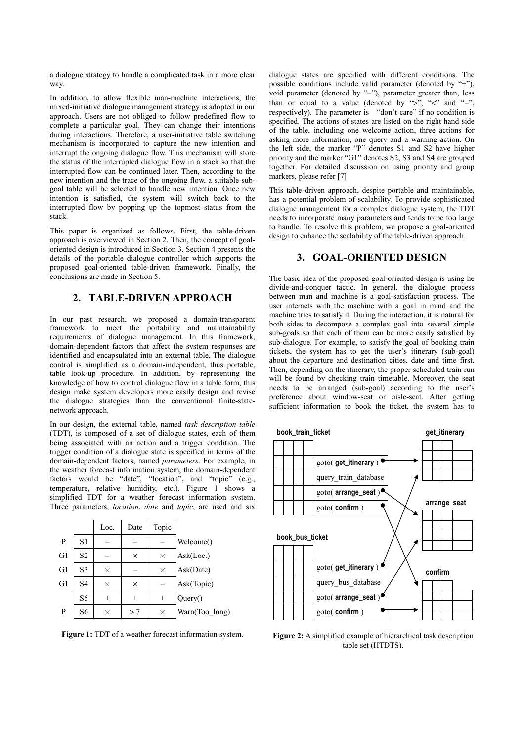a dialogue strategy to handle a complicated task in a more clear way.

In addition, to allow flexible man-machine interactions, the mixed-initiative dialogue management strategy is adopted in our approach. Users are not obliged to follow predefined flow to complete a particular goal. They can change their intentions during interactions. Therefore, a user-initiative table switching mechanism is incorporated to capture the new intention and interrupt the ongoing dialogue flow. This mechanism will store the status of the interrupted dialogue flow in a stack so that the interrupted flow can be continued later. Then, according to the new intention and the trace of the ongoing flow, a suitable sub-goal table will be selected to handle new intention. Once new intention is satisfied, the system will switch back to the interrupted flow by popping up the topmost status from the stack.

This paper is organized as follows. First, the table-driven approach is overviewed in Section 2. Then, the concept of goal-oriented design is introduced in Section 3. Section 4 presents the details of the portable dialogue controller which supports the proposed goal-oriented table-driven framework. Finally, the conclusions are made in Section 5.

## 2. TABLE-DRIVEN APPROACH

In our past research, we proposed a domain-transparent framework to meet the portability and maintainability requirements of dialogue management. In this framework, domain-dependent factors that affect the system responses are identified and encapsulated into an external table. The dialogue control is simplified as a domain-independent, thus portable, table look-up procedure. In addition, by representing the knowledge of how to control dialogue flow in a table form, this design make system developers more easily design and revise the dialogue strategies than the conventional finite-state-network approach.

In our design, the external table, named *task description table* (TDT), is composed of a set of dialogue states, each of them being associated with an action and a trigger condition. The trigger condition of a dialogue state is specified in terms of the domain-dependent factors, named *parameters*. For example, in the weather forecast information system, the domain-dependent factors would be "date", "location", and "topic" (e.g., temperature, relative humidity, etc.). Figure 1 shows a simplified TDT for a weather forecast information system. Three parameters, *location*, *date* and *topic*, are used and six dialogue states are specified with different conditions. The possible conditions include valid parameter (denoted by "+"), void parameter (denoted by "–"), parameter greater than, less than or equal to a value (denoted by ">", "<" and "=", respectively). The parameter is "don't care" if no condition is specified. The actions of states are listed on the right hand side of the table, including one welcome action, three actions for asking more information, one query and a warning action. On the left side, the marker "P" denotes S1 and S2 have higher priority and the marker "G1" denotes S2, S3 and S4 are grouped together. For detailed discussion on using priority and group markers, please refer [7]

|  |  | Loc. | Date | Topic |  |
|---|---|---|---|---|---|
| P | S1 | – | – | – | Welcome() |
| G1 | S2 | – | × | × | Ask(Loc.) |
| G1 | S3 | × | – | × | Ask(Date) |
| G1 | S4 | × | × | – | Ask(Topic) |
|  | S5 | + | + | + | Query() |
| P | S6 | × | > 7 | × | Warn(Too_long) |

**Figure 1:** TDT of a weather forecast information system.

This table-driven approach, despite portable and maintainable, has a potential problem of scalability. To provide sophisticated dialogue management for a complex dialogue system, the TDT needs to incorporate many parameters and tends to be too large to handle. To resolve this problem, we propose a goal-oriented design to enhance the scalability of the table-driven approach.

## 3. GOAL-ORIENTED DESIGN

The basic idea of the proposed goal-oriented design is using he divide-and-conquer tactic. In general, the dialogue process between man and machine is a goal-satisfaction process. The user interacts with the machine with a goal in mind and the machine tries to satisfy it. During the interaction, it is natural for both sides to decompose a complex goal into several simple sub-goals so that each of them can be more easily satisfied by sub-dialogue. For example, to satisfy the goal of booking train tickets, the system has to get the user's itinerary (sub-goal) about the departure and destination cities, date and time first. Then, depending on the itinerary, the proper scheduled train run will be found by checking train timetable. Moreover, the seat needs to be arranged (sub-goal) according to the user's preference about window-seat or aisle-seat. After getting sufficient information to book the ticket, the system has to

**book_train_ticket**: goto( **get_itinerary** ), query_train_database, goto( **arrange_seat** ), goto( **confirm** )

**book_bus_ticket**: goto( **get_itinerary** ), query_bus_database, goto( **arrange_seat** ), goto( **confirm** )

**get_itinerary** | **arrange_seat** | **confirm**

**Figure 2:** A simplified example of hierarchical task description table set (HTDTS).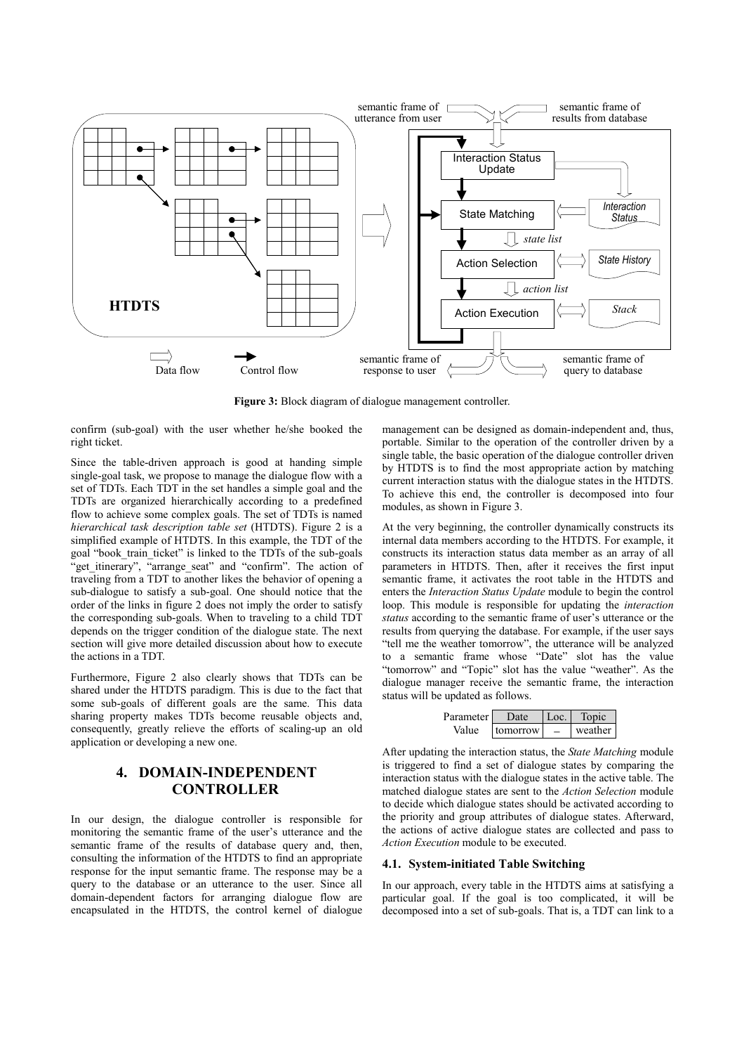**Figure 3:** Block diagram of dialogue management controller.

confirm (sub-goal) with the user whether he/she booked the right ticket.

Since the table-driven approach is good at handing simple single-goal task, we propose to manage the dialogue flow with a set of TDTs. Each TDT in the set handles a simple goal and the TDTs are organized hierarchically according to a predefined flow to achieve some complex goals. The set of TDTs is named *hierarchical task description table set* (HTDTS). Figure 2 is a simplified example of HTDTS. In this example, the TDT of the goal "book_train_ticket" is linked to the TDTs of the sub-goals "get_itinerary", "arrange_seat" and "confirm". The action of traveling from a TDT to another likes the behavior of opening a sub-dialogue to satisfy a sub-goal. One should notice that the order of the links in figure 2 does not imply the order to satisfy the corresponding sub-goals. When to traveling to a child TDT depends on the trigger condition of the dialogue state. The next section will give more detailed discussion about how to execute the actions in a TDT.

Furthermore, Figure 2 also clearly shows that TDTs can be shared under the HTDTS paradigm. This is due to the fact that some sub-goals of different goals are the same. This data sharing property makes TDTs become reusable objects and, consequently, greatly relieve the efforts of scaling-up an old application or developing a new one.

## 4. DOMAIN-INDEPENDENT CONTROLLER

In our design, the dialogue controller is responsible for monitoring the semantic frame of the user's utterance and the semantic frame of the results of database query and, then, consulting the information of the HTDTS to find an appropriate response for the input semantic frame. The response may be a query to the database or an utterance to the user. Since all domain-dependent factors for arranging dialogue flow are encapsulated in the HTDTS, the control kernel of dialogue management can be designed as domain-independent and, thus, portable. Similar to the operation of the controller driven by a single table, the basic operation of the dialogue controller driven by HTDTS is to find the most appropriate action by matching current interaction status with the dialogue states in the HTDTS. To achieve this end, the controller is decomposed into four modules, as shown in Figure 3.

At the very beginning, the controller dynamically constructs its internal data members according to the HTDTS. For example, it constructs its interaction status data member as an array of all parameters in HTDTS. Then, after it receives the first input semantic frame, it activates the root table in the HTDTS and enters the *Interaction Status Update* module to begin the control loop. This module is responsible for updating the *interaction status* according to the semantic frame of user's utterance or the results from querying the database. For example, if the user says "tell me the weather tomorrow", the utterance will be analyzed to a semantic frame whose "Date" slot has the value "tomorrow" and "Topic" slot has the value "weather". As the dialogue manager receive the semantic frame, the interaction status will be updated as follows.

| Parameter | Date | Loc. | Topic |
|---|---|---|---|
| Value | tomorrow | – | weather |

After updating the interaction status, the *State Matching* module is triggered to find a set of dialogue states by comparing the interaction status with the dialogue states in the active table. The matched dialogue states are sent to the *Action Selection* module to decide which dialogue states should be activated according to the priority and group attributes of dialogue states. Afterward, the actions of active dialogue states are collected and pass to *Action Execution* module to be executed.

### 4.1. System-initiated Table Switching

In our approach, every table in the HTDTS aims at satisfying a particular goal. If the goal is too complicated, it will be decomposed into a set of sub-goals. That is, a TDT can link to a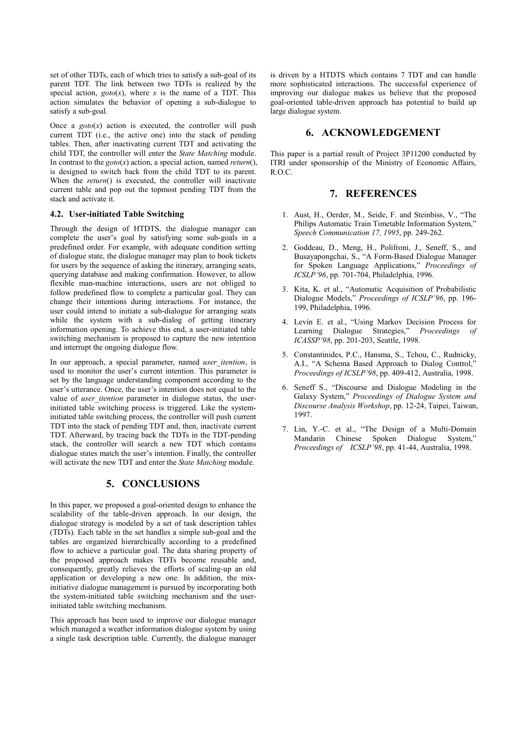set of other TDTs, each of which tries to satisfy a sub-goal of its parent TDT. The link between two TDTs is realized by the special action, *goto*($x$), where $x$ is the name of a TDT. This action simulates the behavior of opening a sub-dialogue to satisfy a sub-goal.

Once a *goto*($x$) action is executed, the controller will push current TDT (i.e., the active one) into the stack of pending tables. Then, after inactivating current TDT and activating the child TDT, the controller will enter the *State Matching* module. In contrast to the *goto*($x$) action, a special action, named *return*(), is designed to switch back from the child TDT to its parent. When the *return*() is executed, the controller will inactivate current table and pop out the topmost pending TDT from the stack and activate it.

### 4.2. User-initiated Table Switching

Through the design of HTDTS, the dialogue manager can complete the user's goal by satisfying some sub-goals in a predefined order. For example, with adequate condition setting of dialogue state, the dialogue manager may plan to book tickets for users by the sequence of asking the itinerary, arranging seats, querying database and making confirmation. However, to allow flexible man-machine interactions, users are not obliged to follow predefined flow to complete a particular goal. They can change their intentions during interactions. For instance, the user could intend to initiate a sub-dialogue for arranging seats while the system with a sub-dialog of getting itinerary information opening. To achieve this end, a user-initiated table switching mechanism is proposed to capture the new intention and interrupt the ongoing dialogue flow.

In our approach, a special parameter, named *user_itention*, is used to monitor the user's current intention. This parameter is set by the language understanding component according to the user's utterance. Once, the user's intention does not equal to the value of *user_itention* parameter in dialogue status, the user-initiated table switching process is triggered. Like the system-initiated table switching process, the controller will push current TDT into the stack of pending TDT and, then, inactivate current TDT. Afterward, by tracing back the TDTs in the TDT-pending stack, the controller will search a new TDT which contains dialogue states match the user's intention. Finally, the controller will activate the new TDT and enter the *State Matching* module.

## 5. CONCLUSIONS

In this paper, we proposed a goal-oriented design to enhance the scalability of the table-driven approach. In our design, the dialogue strategy is modeled by a set of task description tables (TDTs). Each table in the set handles a simple sub-goal and the tables are organized hierarchically according to a predefined flow to achieve a particular goal. The data sharing property of the proposed approach makes TDTs become reusable and, consequently, greatly relieves the efforts of scaling-up an old application or developing a new one. In addition, the mix-initiative dialogue management is pursued by incorporating both the system-initiated table switching mechanism and the user-initiated table switching mechanism.

This approach has been used to improve our dialogue manager which managed a weather information dialogue system by using a single task description table. Currently, the dialogue manager is driven by a HTDTS which contains 7 TDT and can handle more sophisticated interactions. The successful experience of improving our dialogue makes us believe that the proposed goal-oriented table-driven approach has potential to build up large dialogue system.

## 6. ACKNOWLEDGEMENT

This paper is a partial result of Project 3P11200 conducted by ITRI under sponsorship of the Ministry of Economic Affairs, R.O.C.

## 7. REFERENCES

1. Aust, H., Oerder, M., Seide, F. and Steinbiss, V., "The Philips Automatic Train Timetable Information System," *Speech Communication 17, 1995*, pp. 249-262.
2. Goddeau, D., Meng, H., Polifroni, J., Seneff, S., and Busayapongchai, S., "A Form-Based Dialogue Manager for Spoken Language Applications," *Proceedings of ICSLP'96*, pp. 701-704, Philadelphia, 1996.
3. Kita, K. et al., "Automatic Acquisition of Probabilistic Dialogue Models," *Proceedings of ICSLP'96*, pp. 196-199, Philadelphia, 1996.
4. Levin E. et al., "Using Markov Decision Process for Learning Dialogue Strategies," *Proceedings of ICASSP'98*, pp. 201-203, Seattle, 1998.
5. Constantinides, P.C., Hansma, S., Tchou, C., Rudnicky, A.I., "A Schema Based Approach to Dialog Control," *Proceedings of ICSLP'98*, pp. 409-412, Australia, 1998.
6. Seneff S., "Discourse and Dialogue Modeling in the Galaxy System," *Proceedings of Dialogue System and Discourse Analysis Workshop*, pp. 12-24, Taipei, Taiwan, 1997.
7. Lin, Y.-C. et al., "The Design of a Multi-Domain Mandarin Chinese Spoken Dialogue System," *Proceedings of ICSLP'98*, pp. 41-44, Australia, 1998.